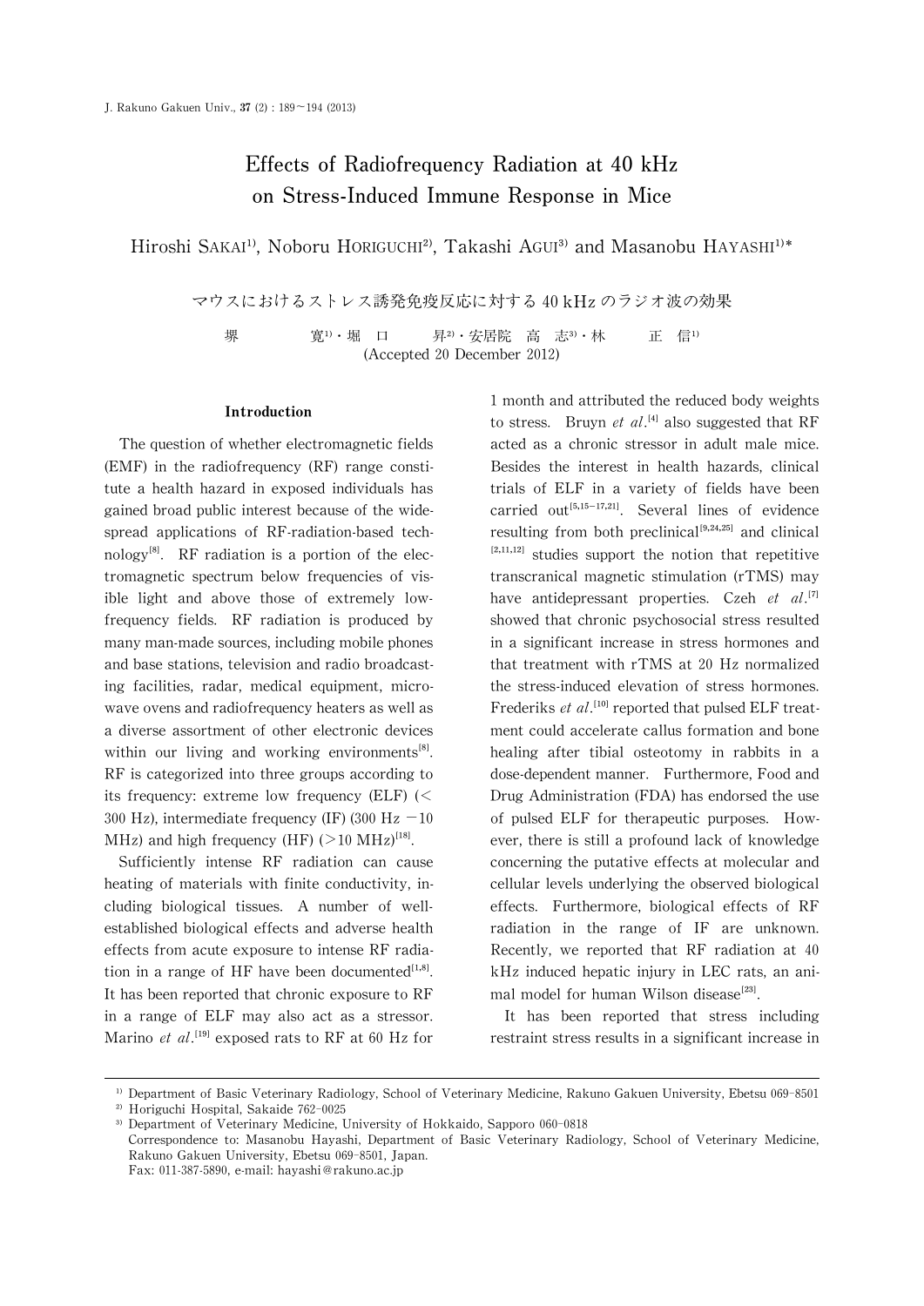# Effects of Radiofrequency Radiation at 40 kHz on Stress-Induced Immune Response in Mice

Hiroshi SAKAI[1], Noboru HORIGUCHI[2], Takashi AGUI[3] and Masanobu HAYASHI[1]*

マウスにおけるストレス誘発免疫反応に対する 40 kHz のラジオ波の効果

堺　寛[1]・堀口　昇[2]・安居院　高　志[3]・林　正　信[1]

(Accepted 20 December 2012)

## Introduction

The question of whether electromagnetic fields (EMF) in the radiofrequency (RF) range constitute a health hazard in exposed individuals has gained broad public interest because of the widespread applications of RF-radiation-based technology[8]. RF radiation is a portion of the electromagnetic spectrum below frequencies of visible light and above those of extremely low-frequency fields. RF radiation is produced by many man-made sources, including mobile phones and base stations, television and radio broadcasting facilities, radar, medical equipment, microwave ovens and radiofrequency heaters as well as a diverse assortment of other electronic devices within our living and working environments[8]. RF is categorized into three groups according to its frequency: extreme low frequency (ELF) (< 300 Hz), intermediate frequency (IF) (300 Hz −10 MHz) and high frequency (HF) (>10 MHz)[18].

Sufficiently intense RF radiation can cause heating of materials with finite conductivity, including biological tissues. A number of well-established biological effects and adverse health effects from acute exposure to intense RF radiation in a range of HF have been documented[1,8]. It has been reported that chronic exposure to RF in a range of ELF may also act as a stressor. Marino *et al*.[19] exposed rats to RF at 60 Hz for 1 month and attributed the reduced body weights to stress. Bruyn *et al*.[4] also suggested that RF acted as a chronic stressor in adult male mice. Besides the interest in health hazards, clinical trials of ELF in a variety of fields have been carried out[5,15−17,21]. Several lines of evidence resulting from both preclinical[9,24,25] and clinical [2,11,12] studies support the notion that repetitive transcranical magnetic stimulation (rTMS) may have antidepressant properties. Czeh *et al*.[7] showed that chronic psychosocial stress resulted in a significant increase in stress hormones and that treatment with rTMS at 20 Hz normalized the stress-induced elevation of stress hormones. Frederiks *et al*.[10] reported that pulsed ELF treatment could accelerate callus formation and bone healing after tibial osteotomy in rabbits in a dose-dependent manner. Furthermore, Food and Drug Administration (FDA) has endorsed the use of pulsed ELF for therapeutic purposes. However, there is still a profound lack of knowledge concerning the putative effects at molecular and cellular levels underlying the observed biological effects. Furthermore, biological effects of RF radiation in the range of IF are unknown. Recently, we reported that RF radiation at 40 kHz induced hepatic injury in LEC rats, an animal model for human Wilson disease[23].

It has been reported that stress including restraint stress results in a significant increase in

---

[1] Department of Basic Veterinary Radiology, School of Veterinary Medicine, Rakuno Gakuen University, Ebetsu 069-8501
[2] Horiguchi Hospital, Sakaide 762-0025
[3] Department of Veterinary Medicine, University of Hokkaido, Sapporo 060-0818
Correspondence to: Masanobu Hayashi, Department of Basic Veterinary Radiology, School of Veterinary Medicine, Rakuno Gakuen University, Ebetsu 069-8501, Japan.
Fax: 011-387-5890, e-mail: hayashi@rakuno.ac.jp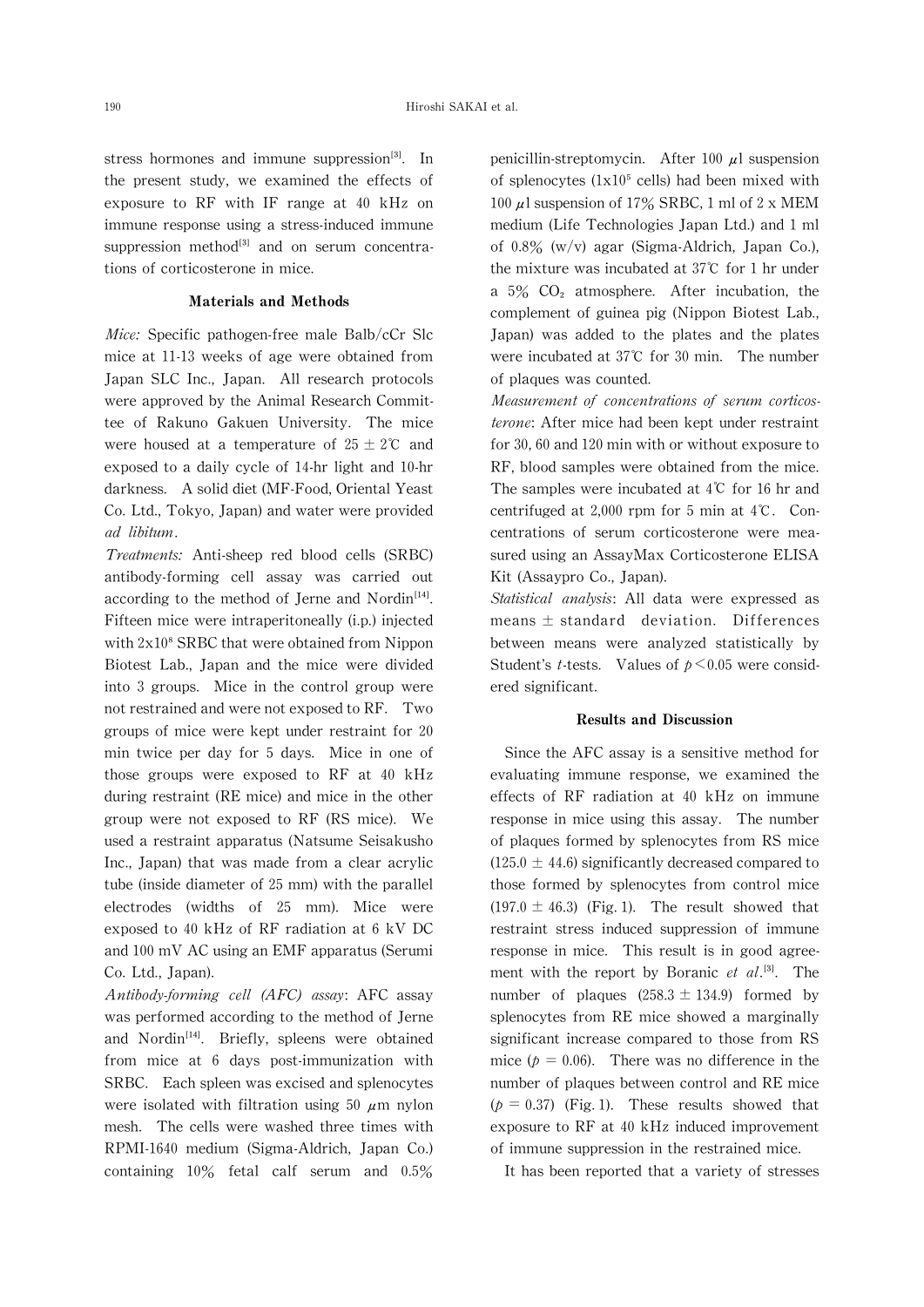stress hormones and immune suppression[3]. In the present study, we examined the effects of exposure to RF with IF range at 40 kHz on immune response using a stress-induced immune suppression method[3] and on serum concentrations of corticosterone in mice.

## Materials and Methods

*Mice:* Specific pathogen-free male Balb/cCr Slc mice at 11-13 weeks of age were obtained from Japan SLC Inc., Japan. All research protocols were approved by the Animal Research Committee of Rakuno Gakuen University. The mice were housed at a temperature of 25 ± 2℃ and exposed to a daily cycle of 14-hr light and 10-hr darkness. A solid diet (MF-Food, Oriental Yeast Co. Ltd., Tokyo, Japan) and water were provided *ad libitum*.

*Treatments:* Anti-sheep red blood cells (SRBC) antibody-forming cell assay was carried out according to the method of Jerne and Nordin[14]. Fifteen mice were intraperitoneally (i.p.) injected with $2 \times 10^8$ SRBC that were obtained from Nippon Biotest Lab., Japan and the mice were divided into 3 groups. Mice in the control group were not restrained and were not exposed to RF. Two groups of mice were kept under restraint for 20 min twice per day for 5 days. Mice in one of those groups were exposed to RF at 40 kHz during restraint (RE mice) and mice in the other group were not exposed to RF (RS mice). We used a restraint apparatus (Natsume Seisakusho Inc., Japan) that was made from a clear acrylic tube (inside diameter of 25 mm) with the parallel electrodes (widths of 25 mm). Mice were exposed to 40 kHz of RF radiation at 6 kV DC and 100 mV AC using an EMF apparatus (Serumi Co. Ltd., Japan).

*Antibody-forming cell (AFC) assay*: AFC assay was performed according to the method of Jerne and Nordin[14]. Briefly, spleens were obtained from mice at 6 days post-immunization with SRBC. Each spleen was excised and splenocytes were isolated with filtration using 50 μm nylon mesh. The cells were washed three times with RPMI-1640 medium (Sigma-Aldrich, Japan Co.) containing 10% fetal calf serum and 0.5% penicillin-streptomycin. After 100 μl suspension of splenocytes ($1 \times 10^5$ cells) had been mixed with 100 μl suspension of 17% SRBC, 1 ml of 2 x MEM medium (Life Technologies Japan Ltd.) and 1 ml of 0.8% (w/v) agar (Sigma-Aldrich, Japan Co.), the mixture was incubated at 37℃ for 1 hr under a 5% $CO_2$ atmosphere. After incubation, the complement of guinea pig (Nippon Biotest Lab., Japan) was added to the plates and the plates were incubated at 37℃ for 30 min. The number of plaques was counted.

*Measurement of concentrations of serum corticosterone*: After mice had been kept under restraint for 30, 60 and 120 min with or without exposure to RF, blood samples were obtained from the mice. The samples were incubated at 4℃ for 16 hr and centrifuged at 2,000 rpm for 5 min at 4℃. Concentrations of serum corticosterone were measured using an AssayMax Corticosterone ELISA Kit (Assaypro Co., Japan).

*Statistical analysis*: All data were expressed as means ± standard deviation. Differences between means were analyzed statistically by Student's *t*-tests. Values of $p < 0.05$ were considered significant.

## Results and Discussion

Since the AFC assay is a sensitive method for evaluating immune response, we examined the effects of RF radiation at 40 kHz on immune response in mice using this assay. The number of plaques formed by splenocytes from RS mice (125.0 ± 44.6) significantly decreased compared to those formed by splenocytes from control mice (197.0 ± 46.3) (Fig. 1). The result showed that restraint stress induced suppression of immune response in mice. This result is in good agreement with the report by Boranic *et al*.[3]. The number of plaques (258.3 ± 134.9) formed by splenocytes from RE mice showed a marginally significant increase compared to those from RS mice ($p = 0.06$). There was no difference in the number of plaques between control and RE mice ($p = 0.37$) (Fig. 1). These results showed that exposure to RF at 40 kHz induced improvement of immune suppression in the restrained mice.

It has been reported that a variety of stresses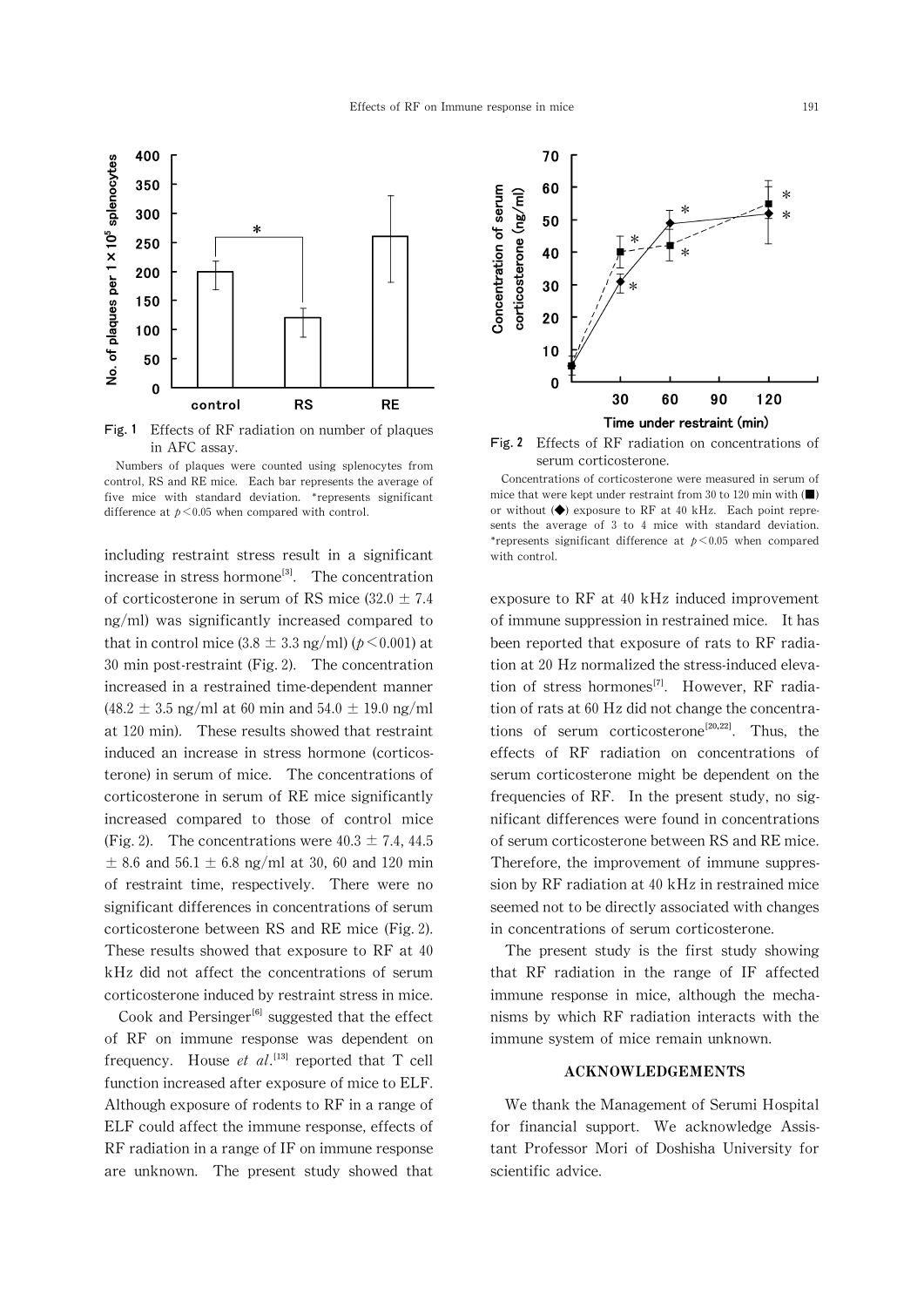Fig. 1 Effects of RF radiation on number of plaques in AFC assay.

Numbers of plaques were counted using splenocytes from control, RS and RE mice. Each bar represents the average of five mice with standard deviation. *represents significant difference at $p < 0.05$ when compared with control.

Fig. 2 Effects of RF radiation on concentrations of serum corticosterone.

Concentrations of corticosterone were measured in serum of mice that were kept under restraint from 30 to 120 min with (■) or without (◆) exposure to RF at 40 kHz. Each point represents the average of 3 to 4 mice with standard deviation. *represents significant difference at $p < 0.05$ when compared with control.

including restraint stress result in a significant increase in stress hormone[3]. The concentration of corticosterone in serum of RS mice (32.0 ± 7.4 ng/ml) was significantly increased compared to that in control mice (3.8 ± 3.3 ng/ml) ($p < 0.001$) at 30 min post-restraint (Fig. 2). The concentration increased in a restrained time-dependent manner (48.2 ± 3.5 ng/ml at 60 min and 54.0 ± 19.0 ng/ml at 120 min). These results showed that restraint induced an increase in stress hormone (corticosterone) in serum of mice. The concentrations of corticosterone in serum of RE mice significantly increased compared to those of control mice (Fig. 2). The concentrations were 40.3 ± 7.4, 44.5 ± 8.6 and 56.1 ± 6.8 ng/ml at 30, 60 and 120 min of restraint time, respectively. There were no significant differences in concentrations of serum corticosterone between RS and RE mice (Fig. 2). These results showed that exposure to RF at 40 kHz did not affect the concentrations of serum corticosterone induced by restraint stress in mice.

Cook and Persinger[6] suggested that the effect of RF on immune response was dependent on frequency. House *et al*.[13] reported that T cell function increased after exposure of mice to ELF. Although exposure of rodents to RF in a range of ELF could affect the immune response, effects of RF radiation in a range of IF on immune response are unknown. The present study showed that exposure to RF at 40 kHz induced improvement of immune suppression in restrained mice. It has been reported that exposure of rats to RF radiation at 20 Hz normalized the stress-induced elevation of stress hormones[7]. However, RF radiation of rats at 60 Hz did not change the concentrations of serum corticosterone[20,22]. Thus, the effects of RF radiation on concentrations of serum corticosterone might be dependent on the frequencies of RF. In the present study, no significant differences were found in concentrations of serum corticosterone between RS and RE mice. Therefore, the improvement of immune suppression by RF radiation at 40 kHz in restrained mice seemed not to be directly associated with changes in concentrations of serum corticosterone.

The present study is the first study showing that RF radiation in the range of IF affected immune response in mice, although the mechanisms by which RF radiation interacts with the immune system of mice remain unknown.

## ACKNOWLEDGEMENTS

We thank the Management of Serumi Hospital for financial support. We acknowledge Assistant Professor Mori of Doshisha University for scientific advice.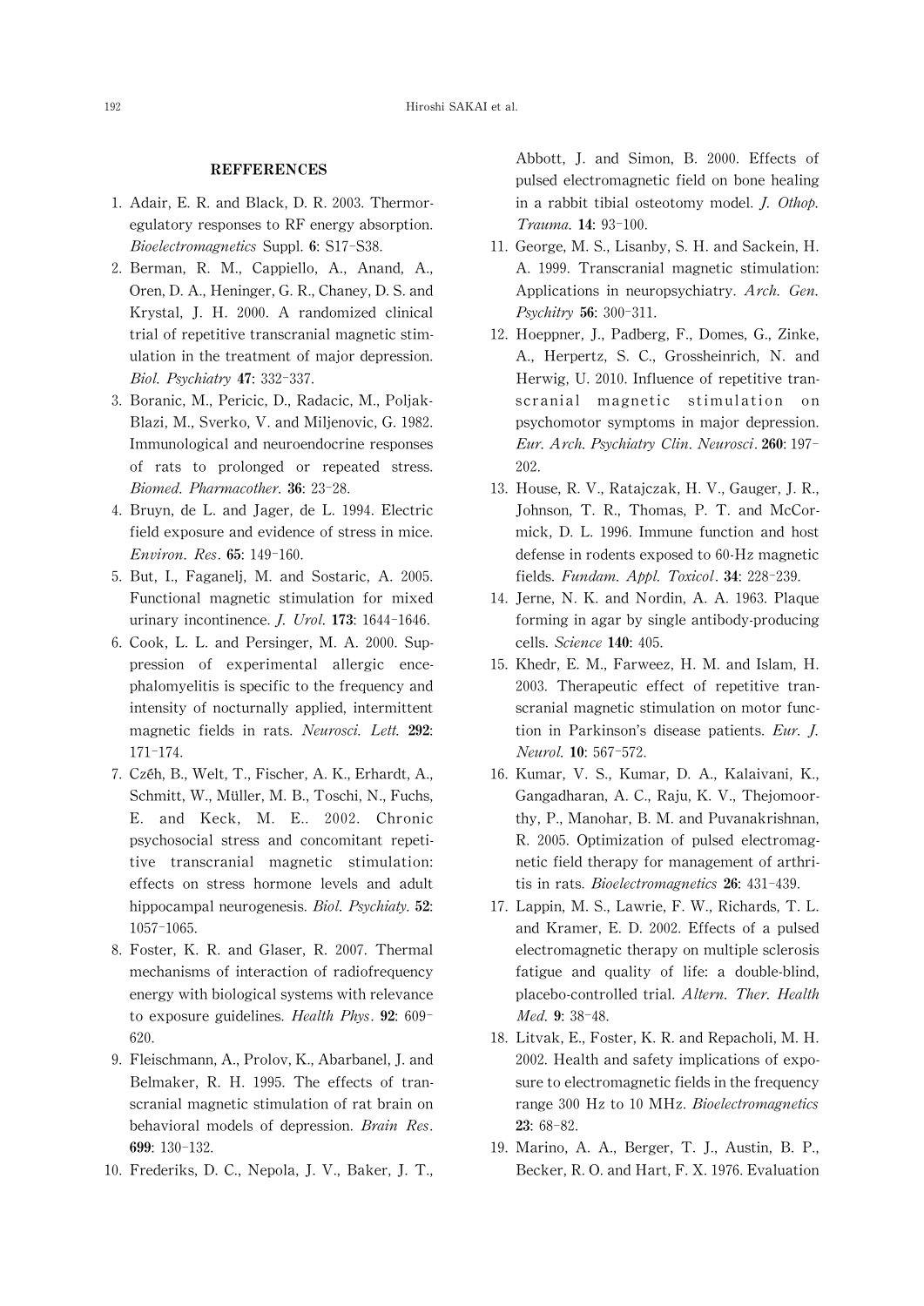## REFFERENCES

1. Adair, E. R. and Black, D. R. 2003. Thermoregulatory responses to RF energy absorption. *Bioelectromagnetics* Suppl. **6**: S17–S38.
2. Berman, R. M., Cappiello, A., Anand, A., Oren, D. A., Heninger, G. R., Chaney, D. S. and Krystal, J. H. 2000. A randomized clinical trial of repetitive transcranial magnetic stimulation in the treatment of major depression. *Biol. Psychiatry* **47**: 332–337.
3. Boranic, M., Pericic, D., Radacic, M., Poljak-Blazi, M., Sverko, V. and Miljenovic, G. 1982. Immunological and neuroendocrine responses of rats to prolonged or repeated stress. *Biomed. Pharmacother.* **36**: 23–28.
4. Bruyn, de L. and Jager, de L. 1994. Electric field exposure and evidence of stress in mice. *Environ. Res*. **65**: 149–160.
5. But, I., Faganelj, M. and Sostaric, A. 2005. Functional magnetic stimulation for mixed urinary incontinence. *J. Urol.* **173**: 1644–1646.
6. Cook, L. L. and Persinger, M. A. 2000. Suppression of experimental allergic encephalomyelitis is specific to the frequency and intensity of nocturnally applied, intermittent magnetic fields in rats. *Neurosci. Lett.* **292**: 171–174.
7. Czéh, B., Welt, T., Fischer, A. K., Erhardt, A., Schmitt, W., Müller, M. B., Toschi, N., Fuchs, E. and Keck, M. E.. 2002. Chronic psychosocial stress and concomitant repetitive transcranial magnetic stimulation: effects on stress hormone levels and adult hippocampal neurogenesis. *Biol. Psychiaty.* **52**: 1057–1065.
8. Foster, K. R. and Glaser, R. 2007. Thermal mechanisms of interaction of radiofrequency energy with biological systems with relevance to exposure guidelines. *Health Phys*. **92**: 609–620.
9. Fleischmann, A., Prolov, K., Abarbanel, J. and Belmaker, R. H. 1995. The effects of transcranial magnetic stimulation of rat brain on behavioral models of depression. *Brain Res*. **699**: 130–132.
10. Frederiks, D. C., Nepola, J. V., Baker, J. T., Abbott, J. and Simon, B. 2000. Effects of pulsed electromagnetic field on bone healing in a rabbit tibial osteotomy model. *J. Othop. Trauma.* **14**: 93–100.
11. George, M. S., Lisanby, S. H. and Sackein, H. A. 1999. Transcranial magnetic stimulation: Applications in neuropsychiatry. *Arch. Gen. Psychitry* **56**: 300–311.
12. Hoeppner, J., Padberg, F., Domes, G., Zinke, A., Herpertz, S. C., Grossheinrich, N. and Herwig, U. 2010. Influence of repetitive transcranial magnetic stimulation on psychomotor symptoms in major depression. *Eur. Arch. Psychiatry Clin. Neurosci*. **260**: 197–202.
13. House, R. V., Ratajczak, H. V., Gauger, J. R., Johnson, T. R., Thomas, P. T. and McCormick, D. L. 1996. Immune function and host defense in rodents exposed to 60-Hz magnetic fields. *Fundam. Appl. Toxicol*. **34**: 228–239.
14. Jerne, N. K. and Nordin, A. A. 1963. Plaque forming in agar by single antibody-producing cells. *Science* **140**: 405.
15. Khedr, E. M., Farweez, H. M. and Islam, H. 2003. Therapeutic effect of repetitive transcranial magnetic stimulation on motor function in Parkinson's disease patients. *Eur. J. Neurol.* **10**: 567–572.
16. Kumar, V. S., Kumar, D. A., Kalaivani, K., Gangadharan, A. C., Raju, K. V., Thejomoorthy, P., Manohar, B. M. and Puvanakrishnan, R. 2005. Optimization of pulsed electromagnetic field therapy for management of arthritis in rats. *Bioelectromagnetics* **26**: 431–439.
17. Lappin, M. S., Lawrie, F. W., Richards, T. L. and Kramer, E. D. 2002. Effects of a pulsed electromagnetic therapy on multiple sclerosis fatigue and quality of life: a double-blind, placebo-controlled trial. *Altern. Ther. Health Med.* **9**: 38–48.
18. Litvak, E., Foster, K. R. and Repacholi, M. H. 2002. Health and safety implications of exposure to electromagnetic fields in the frequency range 300 Hz to 10 MHz. *Bioelectromagnetics* **23**: 68–82.
19. Marino, A. A., Berger, T. J., Austin, B. P., Becker, R. O. and Hart, F. X. 1976. Evaluation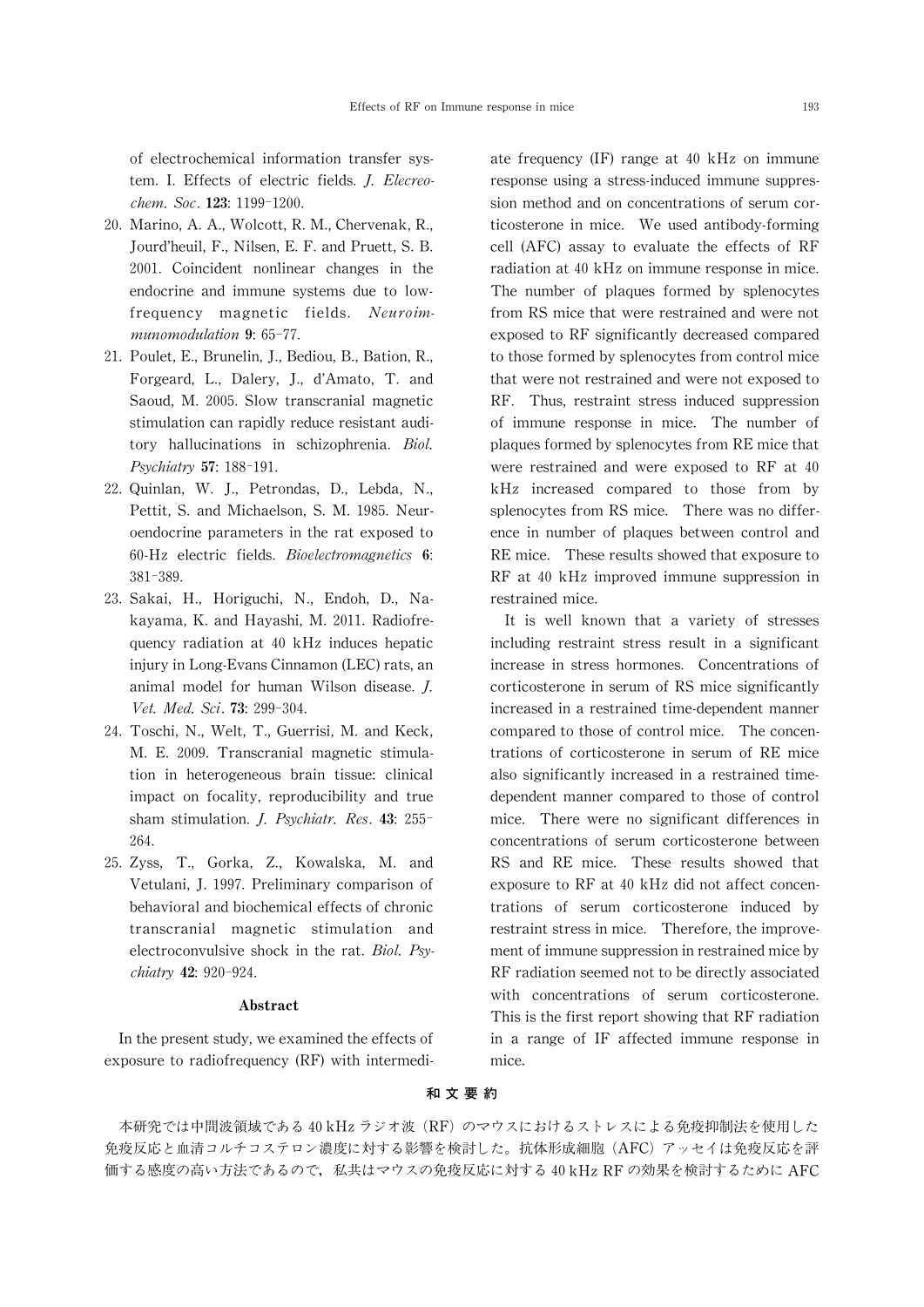of electrochemical information transfer system. I. Effects of electric fields. *J. Elecreochem. Soc*. **123**: 1199–1200.

20. Marino, A. A., Wolcott, R. M., Chervenak, R., Jourd'heuil, F., Nilsen, E. F. and Pruett, S. B. 2001. Coincident nonlinear changes in the endocrine and immune systems due to low-frequency magnetic fields. *Neuroimmunomodulation* **9**: 65–77.
21. Poulet, E., Brunelin, J., Bediou, B., Bation, R., Forgeard, L., Dalery, J., d'Amato, T. and Saoud, M. 2005. Slow transcranial magnetic stimulation can rapidly reduce resistant auditory hallucinations in schizophrenia. *Biol. Psychiatry* **57**: 188–191.
22. Quinlan, W. J., Petrondas, D., Lebda, N., Pettit, S. and Michaelson, S. M. 1985. Neuroendocrine parameters in the rat exposed to 60-Hz electric fields. *Bioelectromagnetics* **6**: 381–389.
23. Sakai, H., Horiguchi, N., Endoh, D., Nakayama, K. and Hayashi, M. 2011. Radiofrequency radiation at 40 kHz induces hepatic injury in Long-Evans Cinnamon (LEC) rats, an animal model for human Wilson disease. *J. Vet. Med. Sci*. **73**: 299–304.
24. Toschi, N., Welt, T., Guerrisi, M. and Keck, M. E. 2009. Transcranial magnetic stimulation in heterogeneous brain tissue: clinical impact on focality, reproducibility and true sham stimulation. *J. Psychiatr. Res*. **43**: 255–264.
25. Zyss, T., Gorka, Z., Kowalska, M. and Vetulani, J. 1997. Preliminary comparison of behavioral and biochemical effects of chronic transcranial magnetic stimulation and electroconvulsive shock in the rat. *Biol. Psychiatry* **42**: 920–924.

## Abstract

In the present study, we examined the effects of exposure to radiofrequency (RF) with intermediate frequency (IF) range at 40 kHz on immune response using a stress-induced immune suppression method and on concentrations of serum corticosterone in mice. We used antibody-forming cell (AFC) assay to evaluate the effects of RF radiation at 40 kHz on immune response in mice. The number of plaques formed by splenocytes from RS mice that were restrained and were not exposed to RF significantly decreased compared to those formed by splenocytes from control mice that were not restrained and were not exposed to RF. Thus, restraint stress induced suppression of immune response in mice. The number of plaques formed by splenocytes from RE mice that were restrained and were exposed to RF at 40 kHz increased compared to those from by splenocytes from RS mice. There was no difference in number of plaques between control and RE mice. These results showed that exposure to RF at 40 kHz improved immune suppression in restrained mice.

It is well known that a variety of stresses including restraint stress result in a significant increase in stress hormones. Concentrations of corticosterone in serum of RS mice significantly increased in a restrained time-dependent manner compared to those of control mice. The concentrations of corticosterone in serum of RE mice also significantly increased in a restrained time-dependent manner compared to those of control mice. There were no significant differences in concentrations of serum corticosterone between RS and RE mice. These results showed that exposure to RF at 40 kHz did not affect concentrations of serum corticosterone induced by restraint stress in mice. Therefore, the improvement of immune suppression in restrained mice by RF radiation seemed not to be directly associated with concentrations of serum corticosterone. This is the first report showing that RF radiation in a range of IF affected immune response in mice.

## 和 文 要 約

本研究では中間波領域である 40 kHz ラジオ波（RF）のマウスにおけるストレスによる免疫抑制法を使用した免疫反応と血清コルチコステロン濃度に対する影響を検討した。抗体形成細胞（AFC）アッセイは免疫反応を評価する感度の高い方法であるので，私共はマウスの免疫反応に対する 40 kHz RF の効果を検討するために AFC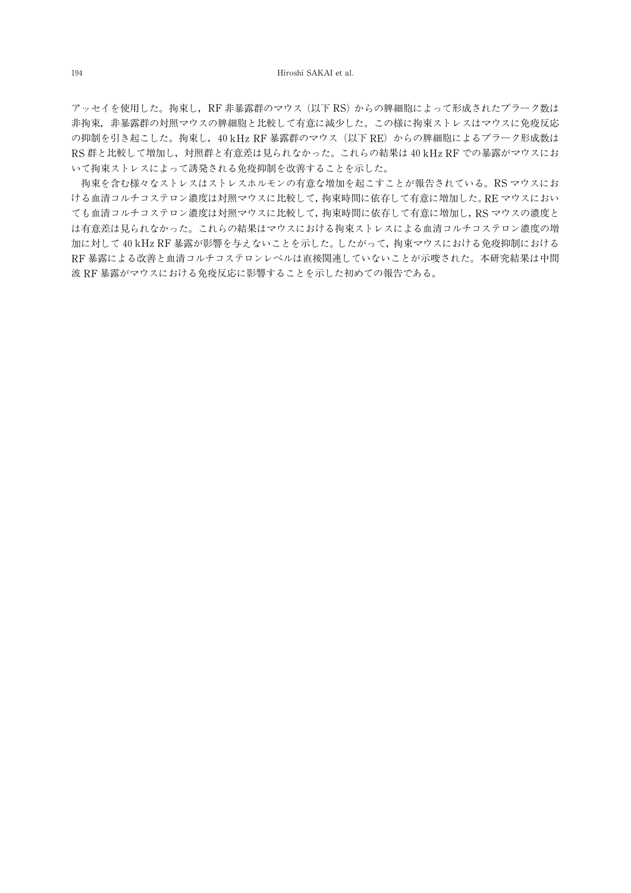アッセイを使用した。拘束し，RF 非暴露群のマウス（以下 RS）からの脾細胞によって形成されたプラーク数は非拘束，非暴露群の対照マウスの脾細胞と比較して有意に減少した。この様に拘束ストレスはマウスに免疫反応の抑制を引き起こした。拘束し，40 kHz RF 暴露群のマウス（以下 RE）からの脾細胞によるプラーク形成数は RS 群と比較して増加し，対照群と有意差は見られなかった。これらの結果は 40 kHz RF での暴露がマウスにおいて拘束ストレスによって誘発される免疫抑制を改善することを示した。

拘束を含む様々なストレスはストレスホルモンの有意な増加を起こすことが報告されている。RS マウスにおける血清コルチコステロン濃度は対照マウスに比較して，拘束時間に依存して有意に増加した。RE マウスにおいても血清コルチコステロン濃度は対照マウスに比較して，拘束時間に依存して有意に増加し，RS マウスの濃度とは有意差は見られなかった。これらの結果はマウスにおける拘束ストレスによる血清コルチコステロン濃度の増加に対して 40 kHz RF 暴露が影響を与えないことを示した。したがって，拘束マウスにおける免疫抑制における RF 暴露による改善と血清コルチコステロンレベルは直接関連していないことが示唆された。本研究結果は中間波 RF 暴露がマウスにおける免疫反応に影響することを示した初めての報告である。